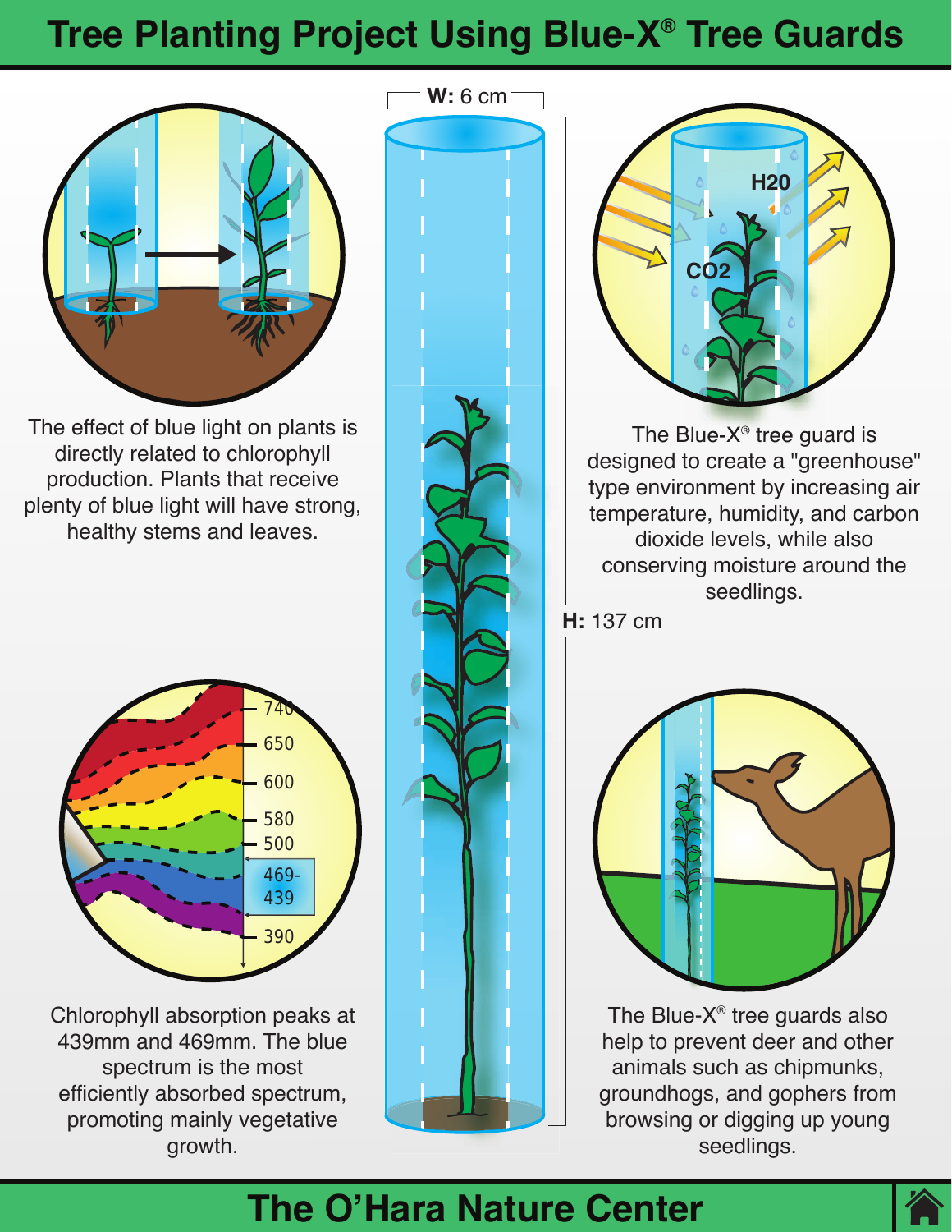# Tree Planting Project Using Blue-X® Tree Guards

The effect of blue light on plants is directly related to chlorophyll production. Plants that receive plenty of blue light will have strong, healthy stems and leaves.

W: 6 cm

H: 137 cm

$H_2O$

$CO_2$

The Blue-X® tree guard is designed to create a "greenhouse" type environment by increasing air temperature, humidity, and carbon dioxide levels, while also conserving moisture around the seedlings.

740
650
600
580
500
469-439
390

Chlorophyll absorption peaks at 439mm and 469mm. The blue spectrum is the most efficiently absorbed spectrum, promoting mainly vegetative growth.

The Blue-X® tree guards also help to prevent deer and other animals such as chipmunks, groundhogs, and gophers from browsing or digging up young seedlings.

## The O'Hara Nature Center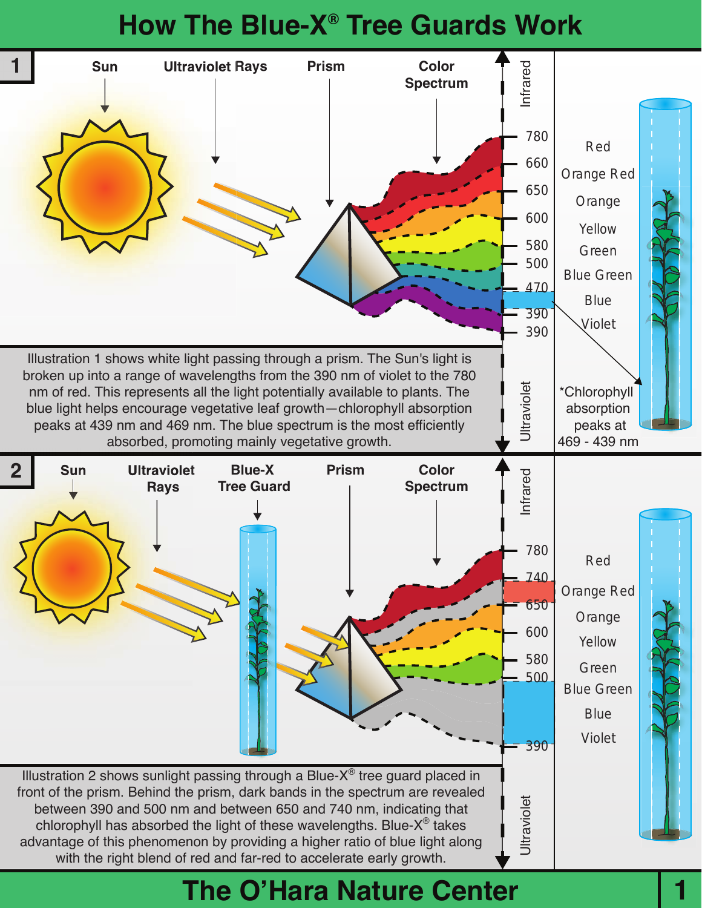# How The Blue-X® Tree Guards Work

## 1

Sun

Ultraviolet Rays

Prism

Color Spectrum

Infrared

780
660
650
600
580
500
470
390
390

Ultraviolet

Red
Orange Red
Orange
Yellow
Green
Blue Green
Blue
Violet

*Chlorophyll absorption peaks at 469 - 439 nm

Illustration 1 shows white light passing through a prism. The Sun's light is broken up into a range of wavelengths from the 390 nm of violet to the 780 nm of red. This represents all the light potentially available to plants. The blue light helps encourage vegetative leaf growth—chlorophyll absorption peaks at 439 nm and 469 nm. The blue spectrum is the most efficiently absorbed, promoting mainly vegetative growth.

## 2

Sun

Ultraviolet Rays

Blue-X Tree Guard

Prism

Color Spectrum

Infrared

780
740
650
600
580
500
390

Ultraviolet

Red
Orange Red
Orange
Yellow
Green
Blue Green
Blue
Violet

Illustration 2 shows sunlight passing through a Blue-X® tree guard placed in front of the prism. Behind the prism, dark bands in the spectrum are revealed between 390 and 500 nm and between 650 and 740 nm, indicating that chlorophyll has absorbed the light of these wavelengths. Blue-X® takes advantage of this phenomenon by providing a higher ratio of blue light along with the right blend of red and far-red to accelerate early growth.

The O'Hara Nature Center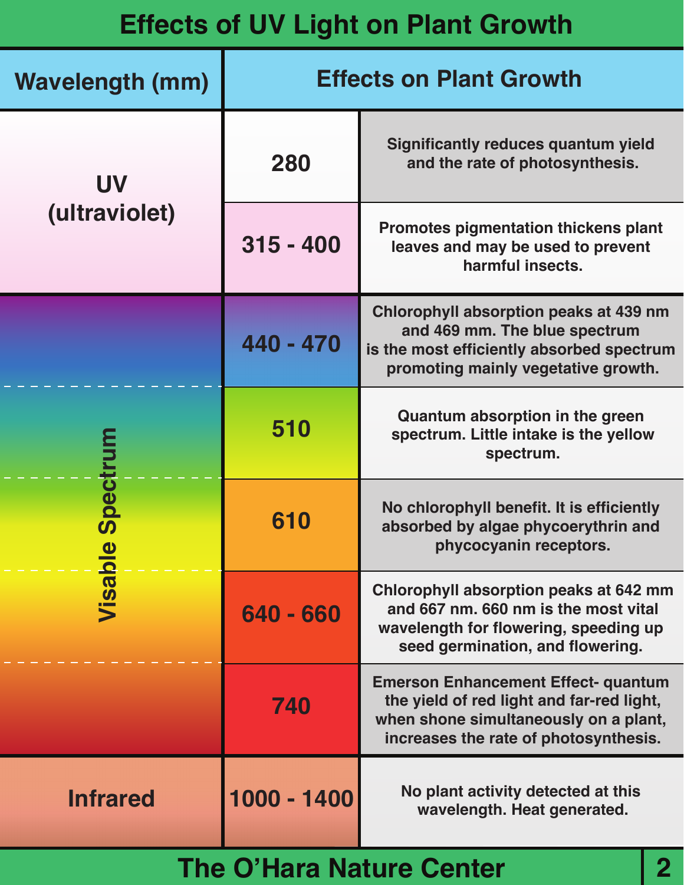# Effects of UV Light on Plant Growth

| Wavelength (mm) | Effects on Plant Growth | |
|---|---|---|
| UV (ultraviolet) | 280 | Significantly reduces quantum yield and the rate of photosynthesis. |
| | 315 - 400 | Promotes pigmentation thickens plant leaves and may be used to prevent harmful insects. |
| Visable Spectrum | 440 - 470 | Chlorophyll absorption peaks at 439 nm and 469 mm. The blue spectrum is the most efficiently absorbed spectrum promoting mainly vegetative growth. |
| | 510 | Quantum absorption in the green spectrum. Little intake is the yellow spectrum. |
| | 610 | No chlorophyll benefit. It is efficiently absorbed by algae phycoerythrin and phycocyanin receptors. |
| | 640 - 660 | Chlorophyll absorption peaks at 642 mm and 667 nm. 660 nm is the most vital wavelength for flowering, speeding up seed germination, and flowering. |
| | 740 | Emerson Enhancement Effect- quantum the yield of red light and far-red light, when shone simultaneously on a plant, increases the rate of photosynthesis. |
| Infrared | 1000 - 1400 | No plant activity detected at this wavelength. Heat generated. |

The O'Hara Nature Center